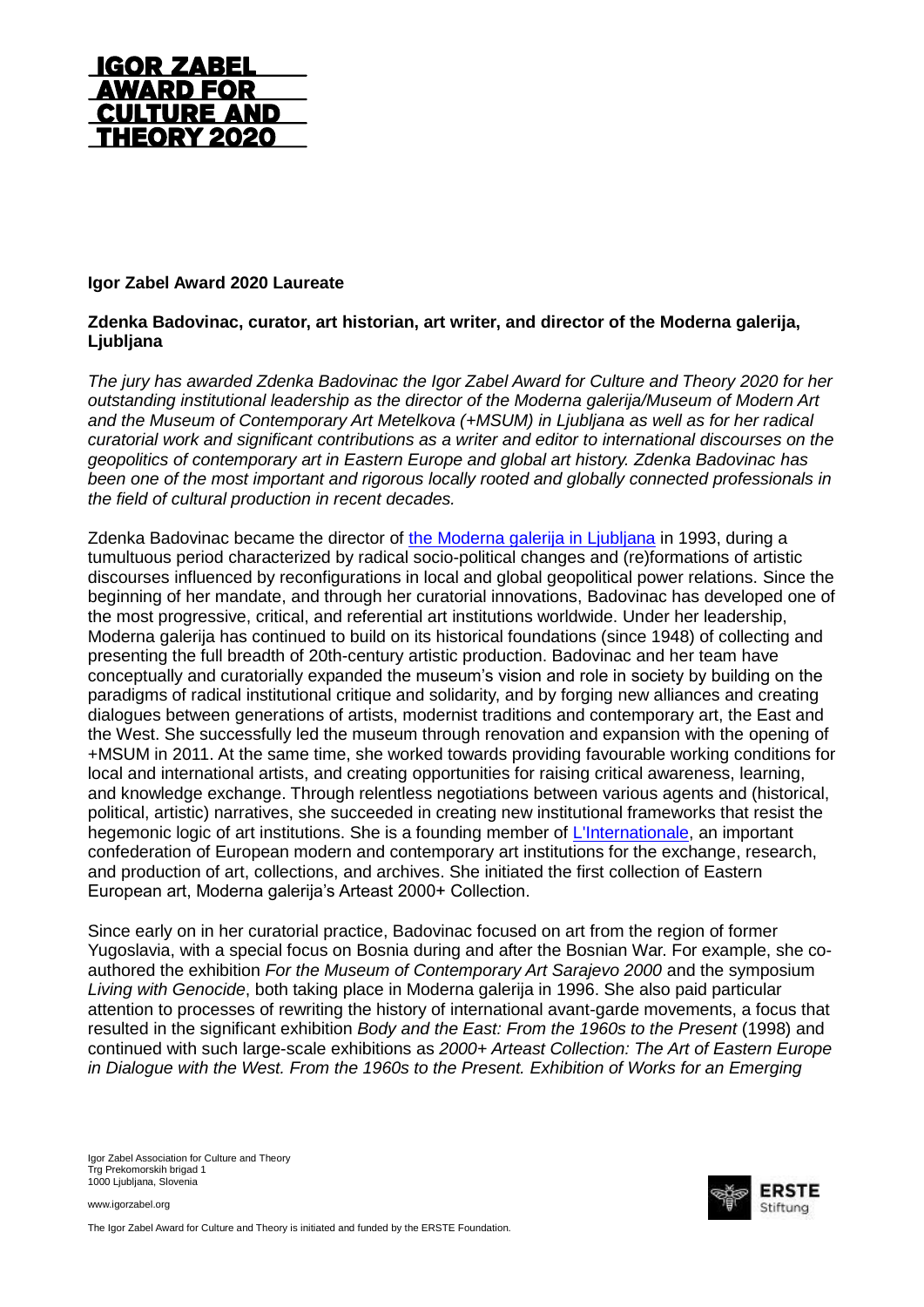# IGOR ZABEL AWARD FOR CULTURE AND THEORY 2020

**Igor Zabel Award 2020 Laureate**

**Zdenka Badovinac, curator, art historian, art writer, and director of the Moderna galerija, Ljubljana**

*The jury has awarded Zdenka Badovinac the Igor Zabel Award for Culture and Theory 2020 for her outstanding institutional leadership as the director of the Moderna galerija/Museum of Modern Art and the Museum of Contemporary Art Metelkova (+MSUM) in Ljubljana as well as for her radical curatorial work and significant contributions as a writer and editor to international discourses on the geopolitics of contemporary art in Eastern Europe and global art history. Zdenka Badovinac has been one of the most important and rigorous locally rooted and globally connected professionals in the field of cultural production in recent decades.*

Zdenka Badovinac became the director of the Moderna galerija in Ljubljana in 1993, during a tumultuous period characterized by radical socio-political changes and (re)formations of artistic discourses influenced by reconfigurations in local and global geopolitical power relations. Since the beginning of her mandate, and through her curatorial innovations, Badovinac has developed one of the most progressive, critical, and referential art institutions worldwide. Under her leadership, Moderna galerija has continued to build on its historical foundations (since 1948) of collecting and presenting the full breadth of 20th-century artistic production. Badovinac and her team have conceptually and curatorially expanded the museum's vision and role in society by building on the paradigms of radical institutional critique and solidarity, and by forging new alliances and creating dialogues between generations of artists, modernist traditions and contemporary art, the East and the West. She successfully led the museum through renovation and expansion with the opening of +MSUM in 2011. At the same time, she worked towards providing favourable working conditions for local and international artists, and creating opportunities for raising critical awareness, learning, and knowledge exchange. Through relentless negotiations between various agents and (historical, political, artistic) narratives, she succeeded in creating new institutional frameworks that resist the hegemonic logic of art institutions. She is a founding member of L'Internationale, an important confederation of European modern and contemporary art institutions for the exchange, research, and production of art, collections, and archives. She initiated the first collection of Eastern European art, Moderna galerija's Arteast 2000+ Collection.

Since early on in her curatorial practice, Badovinac focused on art from the region of former Yugoslavia, with a special focus on Bosnia during and after the Bosnian War. For example, she co-authored the exhibition *For the Museum of Contemporary Art Sarajevo 2000* and the symposium *Living with Genocide*, both taking place in Moderna galerija in 1996. She also paid particular attention to processes of rewriting the history of international avant-garde movements, a focus that resulted in the significant exhibition *Body and the East: From the 1960s to the Present* (1998) and continued with such large-scale exhibitions as *2000+ Arteast Collection: The Art of Eastern Europe in Dialogue with the West. From the 1960s to the Present. Exhibition of Works for an Emerging*

Igor Zabel Association for Culture and Theory
Trg Prekomorskih brigad 1
1000 Ljubljana, Slovenia

www.igorzabel.org

The Igor Zabel Award for Culture and Theory is initiated and funded by the ERSTE Foundation.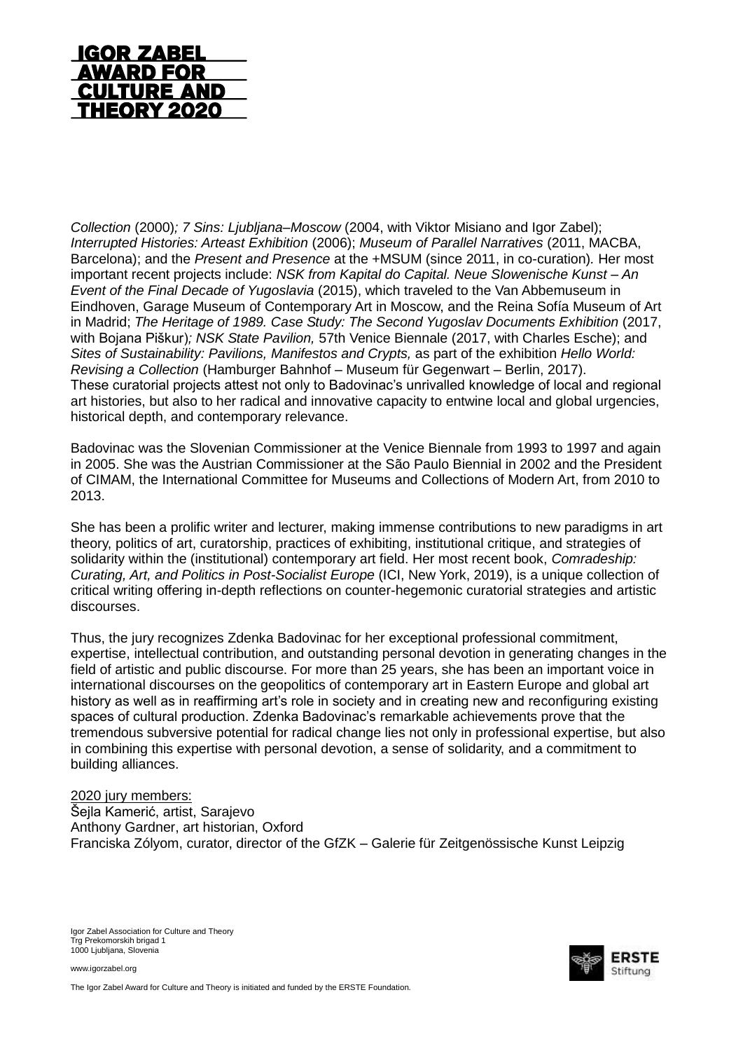*Collection* (2000)*; 7 Sins: Ljubljana–Moscow* (2004, with Viktor Misiano and Igor Zabel); *Interrupted Histories: Arteast Exhibition* (2006); *Museum of Parallel Narratives* (2011, MACBA, Barcelona); and the *Present and Presence* at the +MSUM (since 2011, in co-curation)*.* Her most important recent projects include: *NSK from Kapital do Capital. Neue Slowenische Kunst – An Event of the Final Decade of Yugoslavia* (2015), which traveled to the Van Abbemuseum in Eindhoven, Garage Museum of Contemporary Art in Moscow, and the Reina Sofía Museum of Art in Madrid; *The Heritage of 1989. Case Study: The Second Yugoslav Documents Exhibition* (2017, with Bojana Piškur)*; NSK State Pavilion,* 57th Venice Biennale (2017, with Charles Esche); and *Sites of Sustainability: Pavilions, Manifestos and Crypts,* as part of the exhibition *Hello World: Revising a Collection* (Hamburger Bahnhof – Museum für Gegenwart – Berlin, 2017).
These curatorial projects attest not only to Badovinac's unrivalled knowledge of local and regional art histories, but also to her radical and innovative capacity to entwine local and global urgencies, historical depth, and contemporary relevance.

Badovinac was the Slovenian Commissioner at the Venice Biennale from 1993 to 1997 and again in 2005. She was the Austrian Commissioner at the São Paulo Biennial in 2002 and the President of CIMAM, the International Committee for Museums and Collections of Modern Art, from 2010 to 2013.

She has been a prolific writer and lecturer, making immense contributions to new paradigms in art theory, politics of art, curatorship, practices of exhibiting, institutional critique, and strategies of solidarity within the (institutional) contemporary art field. Her most recent book, *Comradeship: Curating, Art, and Politics in Post-Socialist Europe* (ICI, New York, 2019), is a unique collection of critical writing offering in-depth reflections on counter-hegemonic curatorial strategies and artistic discourses.

Thus, the jury recognizes Zdenka Badovinac for her exceptional professional commitment, expertise, intellectual contribution, and outstanding personal devotion in generating changes in the field of artistic and public discourse. For more than 25 years, she has been an important voice in international discourses on the geopolitics of contemporary art in Eastern Europe and global art history as well as in reaffirming art's role in society and in creating new and reconfiguring existing spaces of cultural production. Zdenka Badovinac's remarkable achievements prove that the tremendous subversive potential for radical change lies not only in professional expertise, but also in combining this expertise with personal devotion, a sense of solidarity, and a commitment to building alliances.

2020 jury members:
Šejla Kamerić, artist, Sarajevo
Anthony Gardner, art historian, Oxford
Franciska Zólyom, curator, director of the GfZK – Galerie für Zeitgenössische Kunst Leipzig